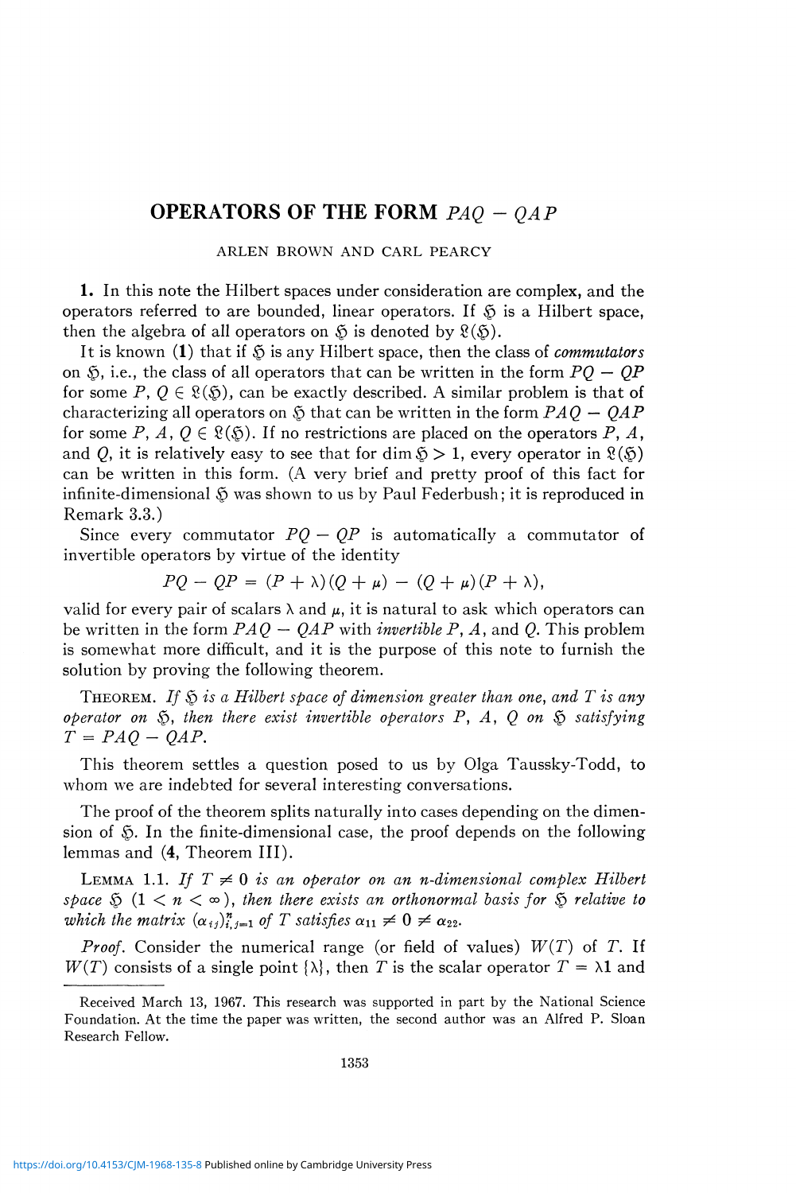# OPERATORS OF THE FORM $PAQ - QAP$

ARLEN BROWN AND CARL PEARCY

**1.** In this note the Hilbert spaces under consideration are complex, and the operators referred to are bounded, linear operators. If $\mathfrak{H}$ is a Hilbert space, then the algebra of all operators on $\mathfrak{H}$ is denoted by $\mathfrak{L}(\mathfrak{H})$.

It is known (**1**) that if $\mathfrak{H}$ is any Hilbert space, then the class of *commutators* on $\mathfrak{H}$, i.e., the class of all operators that can be written in the form $PQ - QP$ for some $P, Q \in \mathfrak{L}(\mathfrak{H})$, can be exactly described. A similar problem is that of characterizing all operators on $\mathfrak{H}$ that can be written in the form $PAQ - QAP$ for some $P, A, Q \in \mathfrak{L}(\mathfrak{H})$. If no restrictions are placed on the operators $P$, $A$, and $Q$, it is relatively easy to see that for $\dim \mathfrak{H} > 1$, every operator in $\mathfrak{L}(\mathfrak{H})$ can be written in this form. (A very brief and pretty proof of this fact for infinite-dimensional $\mathfrak{H}$ was shown to us by Paul Federbush; it is reproduced in Remark 3.3.)

Since every commutator $PQ - QP$ is automatically a commutator of invertible operators by virtue of the identity

$$PQ - QP = (P + \lambda)(Q + \mu) - (Q + \mu)(P + \lambda),$$

valid for every pair of scalars $\lambda$ and $\mu$, it is natural to ask which operators can be written in the form $PAQ - QAP$ with *invertible* $P$, $A$, and $Q$. This problem is somewhat more difficult, and it is the purpose of this note to furnish the solution by proving the following theorem.

THEOREM. *If $\mathfrak{H}$ is a Hilbert space of dimension greater than one, and $T$ is any operator on $\mathfrak{H}$, then there exist invertible operators $P$, $A$, $Q$ on $\mathfrak{H}$ satisfying $T = PAQ - QAP$.*

This theorem settles a question posed to us by Olga Taussky-Todd, to whom we are indebted for several interesting conversations.

The proof of the theorem splits naturally into cases depending on the dimension of $\mathfrak{H}$. In the finite-dimensional case, the proof depends on the following lemmas and (**4**, Theorem III).

LEMMA 1.1. *If $T \neq 0$ is an operator on an $n$-dimensional complex Hilbert space $\mathfrak{H}$ $(1 < n < \infty)$, then there exists an orthonormal basis for $\mathfrak{H}$ relative to which the matrix $(\alpha_{ij})_{i,j=1}^{n}$ of $T$ satisfies $\alpha_{11} \neq 0 \neq \alpha_{22}$.*

*Proof.* Consider the numerical range (or field of values) $W(T)$ of $T$. If $W(T)$ consists of a single point $\{\lambda\}$, then $T$ is the scalar operator $T = \lambda 1$ and

---

Received March 13, 1967. This research was supported in part by the National Science Foundation. At the time the paper was written, the second author was an Alfred P. Sloan Research Fellow.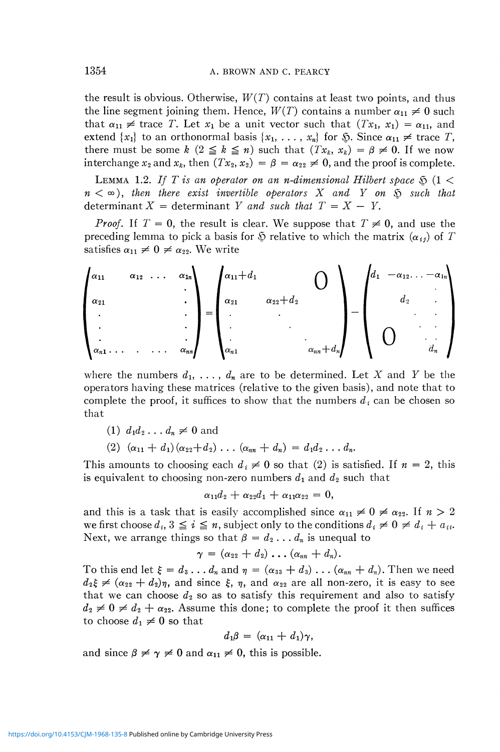the result is obvious. Otherwise, $W(T)$ contains at least two points, and thus the line segment joining them. Hence, $W(T)$ contains a number $\alpha_{11} \neq 0$ such that $\alpha_{11} \neq \text{trace } T$. Let $x_1$ be a unit vector such that $(Tx_1, x_1) = \alpha_{11}$, and extend $\{x_1\}$ to an orthonormal basis $\{x_1, \ldots, x_n\}$ for $\mathfrak{H}$. Since $\alpha_{11} \neq \text{trace } T$, there must be some $k$ $(2 \leqq k \leqq n)$ such that $(Tx_k, x_k) = \beta \neq 0$. If we now interchange $x_2$ and $x_k$, then $(Tx_2, x_2) = \beta = \alpha_{22} \neq 0$, and the proof is complete.

LEMMA 1.2. *If $T$ is an operator on an $n$-dimensional Hilbert space $\mathfrak{H}$ $(1 < n < \infty)$, then there exist invertible operators $X$ and $Y$ on $\mathfrak{H}$ such that* determinant $X$ = determinant $Y$ *and such that* $T = X - Y$.

*Proof.* If $T = 0$, the result is clear. We suppose that $T \neq 0$, and use the preceding lemma to pick a basis for $\mathfrak{H}$ relative to which the matrix $(\alpha_{ij})$ of $T$ satisfies $\alpha_{11} \neq 0 \neq \alpha_{22}$. We write

$$\begin{pmatrix} \alpha_{11} & \alpha_{12} & \cdots & \alpha_{1n} \\ \alpha_{21} & & & \vdots \\ \vdots & & & \vdots \\ \alpha_{n1} & \cdots & \cdots & \alpha_{nn} \end{pmatrix} = \begin{pmatrix} \alpha_{11}+d_1 & & & 0 \\ \alpha_{21} & \alpha_{22}+d_2 & & \\ \vdots & & \ddots & \\ \alpha_{n1} & & & \alpha_{nn}+d_n \end{pmatrix} - \begin{pmatrix} d_1 & -\alpha_{12} & \cdots & -\alpha_{1n} \\ & d_2 & & \vdots \\ & & \ddots & \vdots \\ 0 & & & d_n \end{pmatrix}$$

where the numbers $d_1, \ldots, d_n$ are to be determined. Let $X$ and $Y$ be the operators having these matrices (relative to the given basis), and note that to complete the proof, it suffices to show that the numbers $d_i$ can be chosen so that

(1) $d_1 d_2 \ldots d_n \neq 0$ and

(2) $(\alpha_{11} + d_1)(\alpha_{22}+d_2) \ldots (\alpha_{nn} + d_n) = d_1 d_2 \ldots d_n$.

This amounts to choosing each $d_i \neq 0$ so that (2) is satisfied. If $n = 2$, this is equivalent to choosing non-zero numbers $d_1$ and $d_2$ such that

$$\alpha_{11} d_2 + \alpha_{22} d_1 + \alpha_{11}\alpha_{22} = 0,$$

and this is a task that is easily accomplished since $\alpha_{11} \neq 0 \neq \alpha_{22}$. If $n > 2$ we first choose $d_i$, $3 \leqq i \leqq n$, subject only to the conditions $d_i \neq 0 \neq d_i + a_{ii}$. Next, we arrange things so that $\beta = d_2 \ldots d_n$ is unequal to

$$\gamma = (\alpha_{22} + d_2) \ldots (\alpha_{nn} + d_n).$$

To this end let $\xi = d_3 \ldots d_n$ and $\eta = (\alpha_{33} + d_3) \ldots (\alpha_{nn} + d_n)$. Then we need $d_2 \xi \neq (\alpha_{22} + d_2)\eta$, and since $\xi$, $\eta$, and $\alpha_{22}$ are all non-zero, it is easy to see that we can choose $d_2$ so as to satisfy this requirement and also to satisfy $d_2 \neq 0 \neq d_2 + \alpha_{22}$. Assume this done; to complete the proof it then suffices to choose $d_1 \neq 0$ so that

$$d_1 \beta = (\alpha_{11} + d_1)\gamma,$$

and since $\beta \neq \gamma \neq 0$ and $\alpha_{11} \neq 0$, this is possible.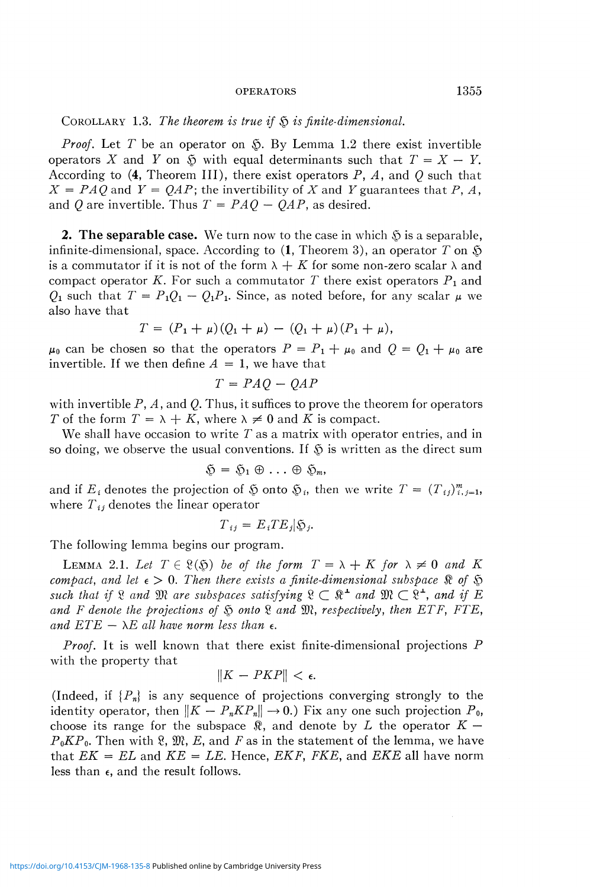COROLLARY 1.3. *The theorem is true if $\mathfrak{H}$ is finite-dimensional.*

*Proof.* Let $T$ be an operator on $\mathfrak{H}$. By Lemma 1.2 there exist invertible operators $X$ and $Y$ on $\mathfrak{H}$ with equal determinants such that $T = X - Y$. According to (**4**, Theorem III), there exist operators $P$, $A$, and $Q$ such that $X = PAQ$ and $Y = QAP$; the invertibility of $X$ and $Y$ guarantees that $P$, $A$, and $Q$ are invertible. Thus $T = PAQ - QAP$, as desired.

**2. The separable case.** We turn now to the case in which $\mathfrak{H}$ is a separable, infinite-dimensional, space. According to (**1**, Theorem 3), an operator $T$ on $\mathfrak{H}$ is a commutator if it is not of the form $\lambda + K$ for some non-zero scalar $\lambda$ and compact operator $K$. For such a commutator $T$ there exist operators $P_1$ and $Q_1$ such that $T = P_1Q_1 - Q_1P_1$. Since, as noted before, for any scalar $\mu$ we also have that

$$T = (P_1 + \mu)(Q_1 + \mu) - (Q_1 + \mu)(P_1 + \mu),$$

$\mu_0$ can be chosen so that the operators $P = P_1 + \mu_0$ and $Q = Q_1 + \mu_0$ are invertible. If we then define $A = 1$, we have that

$$T = PAQ - QAP$$

with invertible $P$, $A$, and $Q$. Thus, it suffices to prove the theorem for operators $T$ of the form $T = \lambda + K$, where $\lambda \neq 0$ and $K$ is compact.

We shall have occasion to write $T$ as a matrix with operator entries, and in so doing, we observe the usual conventions. If $\mathfrak{H}$ is written as the direct sum

$$\mathfrak{H} = \mathfrak{H}_1 \oplus \ldots \oplus \mathfrak{H}_m,$$

and if $E_i$ denotes the projection of $\mathfrak{H}$ onto $\mathfrak{H}_i$, then we write $T = (T_{ij})_{i,j=1}^m$, where $T_{ij}$ denotes the linear operator

$$T_{ij} = E_i T E_j | \mathfrak{H}_j.$$

The following lemma begins our program.

LEMMA 2.1. *Let $T \in \mathfrak{L}(\mathfrak{H})$ be of the form $T = \lambda + K$ for $\lambda \neq 0$ and $K$ compact, and let $\epsilon > 0$. Then there exists a finite-dimensional subspace $\mathfrak{K}$ of $\mathfrak{H}$ such that if $\mathfrak{L}$ and $\mathfrak{M}$ are subspaces satisfying $\mathfrak{L} \subset \mathfrak{K}^\perp$ and $\mathfrak{M} \subset \mathfrak{L}^\perp$, and if $E$ and $F$ denote the projections of $\mathfrak{H}$ onto $\mathfrak{L}$ and $\mathfrak{M}$, respectively, then $ETF$, $FTE$, and $ETE - \lambda E$ all have norm less than $\epsilon$.*

*Proof.* It is well known that there exist finite-dimensional projections $P$ with the property that

$$\|K - PKP\| < \epsilon.$$

(Indeed, if $\{P_n\}$ is any sequence of projections converging strongly to the identity operator, then $\|K - P_nKP_n\| \to 0$.) Fix any one such projection $P_0$, choose its range for the subspace $\mathfrak{K}$, and denote by $L$ the operator $K - P_0KP_0$. Then with $\mathfrak{L}$, $\mathfrak{M}$, $E$, and $F$ as in the statement of the lemma, we have that $EK = EL$ and $KE = LE$. Hence, $EKF$, $FKE$, and $EKE$ all have norm less than $\epsilon$, and the result follows.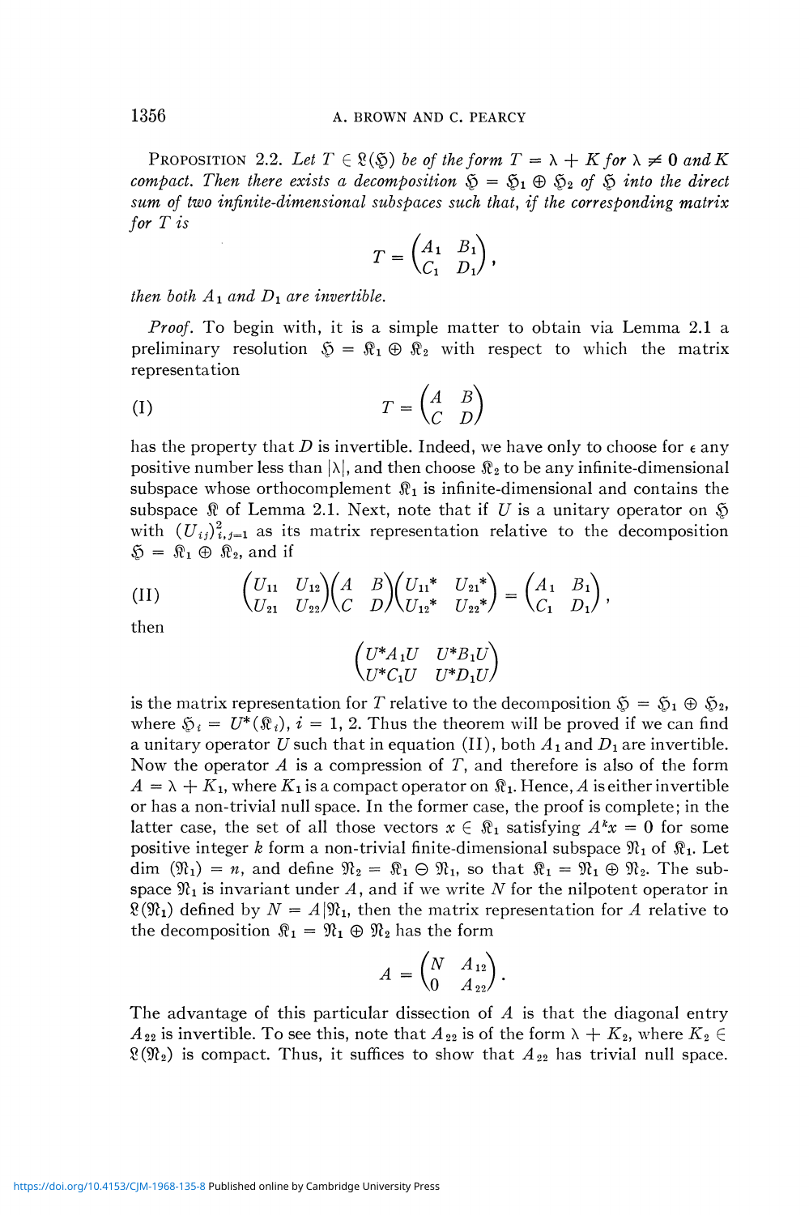**Proposition 2.2.** *Let $T \in \mathfrak{L}(\mathfrak{H})$ be of the form $T = \lambda + K$ for $\lambda \neq 0$ and $K$ compact. Then there exists a decomposition $\mathfrak{H} = \mathfrak{H}_1 \oplus \mathfrak{H}_2$ of $\mathfrak{H}$ into the direct sum of two infinite-dimensional subspaces such that, if the corresponding matrix for $T$ is*

$$T = \begin{pmatrix} A_1 & B_1 \\ C_1 & D_1 \end{pmatrix},$$

*then both $A_1$ and $D_1$ are invertible.*

*Proof.* To begin with, it is a simple matter to obtain via Lemma 2.1 a preliminary resolution $\mathfrak{H} = \mathfrak{K}_1 \oplus \mathfrak{K}_2$ with respect to which the matrix representation

$$\text{(I)} \qquad T = \begin{pmatrix} A & B \\ C & D \end{pmatrix}$$

has the property that $D$ is invertible. Indeed, we have only to choose for $\epsilon$ any positive number less than $|\lambda|$, and then choose $\mathfrak{K}_2$ to be any infinite-dimensional subspace whose orthocomplement $\mathfrak{K}_1$ is infinite-dimensional and contains the subspace $\mathfrak{K}$ of Lemma 2.1. Next, note that if $U$ is a unitary operator on $\mathfrak{H}$ with $(U_{ij})_{i,j=1}^2$ as its matrix representation relative to the decomposition $\mathfrak{H} = \mathfrak{K}_1 \oplus \mathfrak{K}_2$, and if

$$\text{(II)} \qquad \begin{pmatrix} U_{11} & U_{12} \\ U_{21} & U_{22} \end{pmatrix} \begin{pmatrix} A & B \\ C & D \end{pmatrix} \begin{pmatrix} U_{11}^* & U_{21}^* \\ U_{12}^* & U_{22}^* \end{pmatrix} = \begin{pmatrix} A_1 & B_1 \\ C_1 & D_1 \end{pmatrix},$$

then

$$\begin{pmatrix} U^*A_1U & U^*B_1U \\ U^*C_1U & U^*D_1U \end{pmatrix}$$

is the matrix representation for $T$ relative to the decomposition $\mathfrak{H} = \mathfrak{H}_1 \oplus \mathfrak{H}_2$, where $\mathfrak{H}_i = U^*(\mathfrak{K}_i)$, $i = 1, 2$. Thus the theorem will be proved if we can find a unitary operator $U$ such that in equation (II), both $A_1$ and $D_1$ are invertible. Now the operator $A$ is a compression of $T$, and therefore is also of the form $A = \lambda + K_1$, where $K_1$ is a compact operator on $\mathfrak{K}_1$. Hence, $A$ is either invertible or has a non-trivial null space. In the former case, the proof is complete; in the latter case, the set of all those vectors $x \in \mathfrak{K}_1$ satisfying $A^k x = 0$ for some positive integer $k$ form a non-trivial finite-dimensional subspace $\mathfrak{N}_1$ of $\mathfrak{K}_1$. Let $\dim(\mathfrak{N}_1) = n$, and define $\mathfrak{N}_2 = \mathfrak{K}_1 \ominus \mathfrak{N}_1$, so that $\mathfrak{K}_1 = \mathfrak{N}_1 \oplus \mathfrak{N}_2$. The subspace $\mathfrak{N}_1$ is invariant under $A$, and if we write $N$ for the nilpotent operator in $\mathfrak{L}(\mathfrak{N}_1)$ defined by $N = A|\mathfrak{N}_1$, then the matrix representation for $A$ relative to the decomposition $\mathfrak{K}_1 = \mathfrak{N}_1 \oplus \mathfrak{N}_2$ has the form

$$A = \begin{pmatrix} N & A_{12} \\ 0 & A_{22} \end{pmatrix}.$$

The advantage of this particular dissection of $A$ is that the diagonal entry $A_{22}$ is invertible. To see this, note that $A_{22}$ is of the form $\lambda + K_2$, where $K_2 \in \mathfrak{L}(\mathfrak{N}_2)$ is compact. Thus, it suffices to show that $A_{22}$ has trivial null space.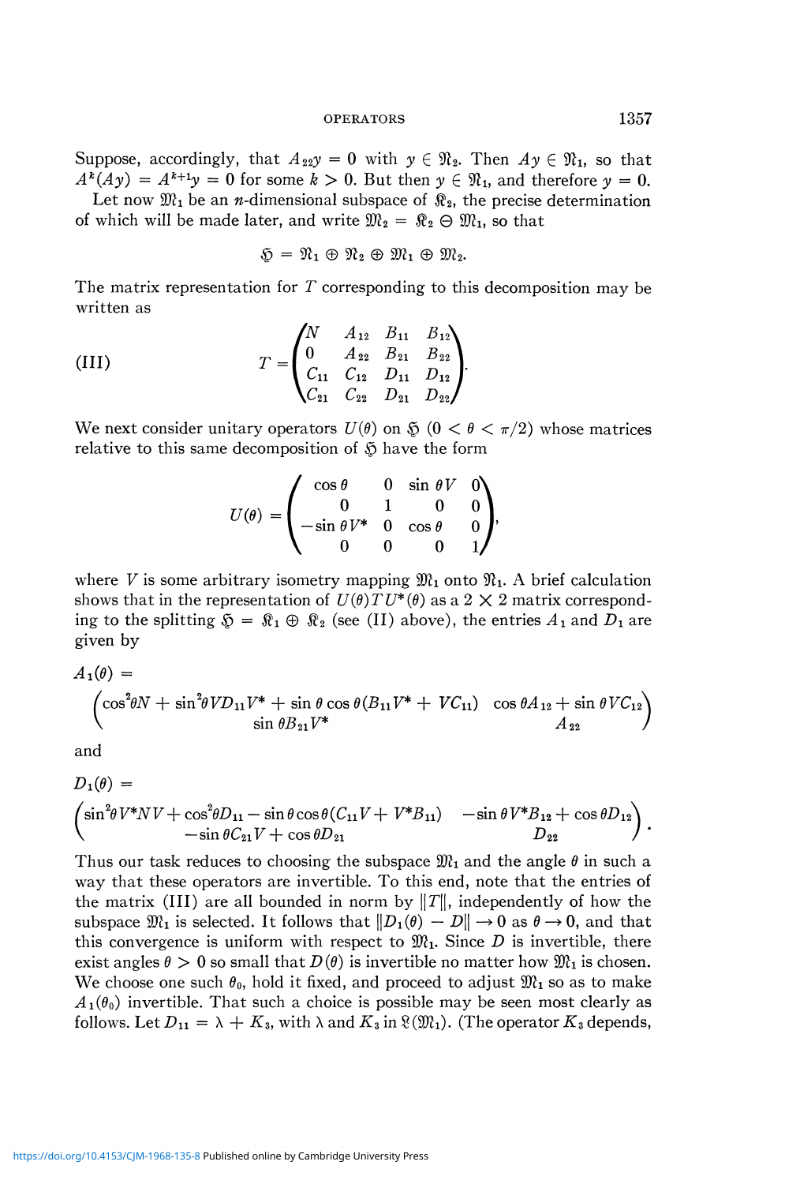Suppose, accordingly, that $A_{22}y = 0$ with $y \in \mathfrak{N}_2$. Then $Ay \in \mathfrak{N}_1$, so that $A^k(Ay) = A^{k+1}y = 0$ for some $k > 0$. But then $y \in \mathfrak{N}_1$, and therefore $y = 0$.

Let now $\mathfrak{M}_1$ be an $n$-dimensional subspace of $\mathfrak{K}_2$, the precise determination of which will be made later, and write $\mathfrak{M}_2 = \mathfrak{K}_2 \ominus \mathfrak{M}_1$, so that

$$\mathfrak{H} = \mathfrak{N}_1 \oplus \mathfrak{N}_2 \oplus \mathfrak{M}_1 \oplus \mathfrak{M}_2.$$

The matrix representation for $T$ corresponding to this decomposition may be written as

$$\text{(III)} \qquad T = \begin{pmatrix} N & A_{12} & B_{11} & B_{12} \\ 0 & A_{22} & B_{21} & B_{22} \\ C_{11} & C_{12} & D_{11} & D_{12} \\ C_{21} & C_{22} & D_{21} & D_{22} \end{pmatrix}.$$

We next consider unitary operators $U(\theta)$ on $\mathfrak{H}$ $(0 < \theta < \pi/2)$ whose matrices relative to this same decomposition of $\mathfrak{H}$ have the form

$$U(\theta) = \begin{pmatrix} \cos\theta & 0 & \sin\theta V & 0 \\ 0 & 1 & 0 & 0 \\ -\sin\theta V^* & 0 & \cos\theta & 0 \\ 0 & 0 & 0 & 1 \end{pmatrix},$$

where $V$ is some arbitrary isometry mapping $\mathfrak{M}_1$ onto $\mathfrak{N}_1$. A brief calculation shows that in the representation of $U(\theta)TU^*(\theta)$ as a $2 \times 2$ matrix corresponding to the splitting $\mathfrak{H} = \mathfrak{K}_1 \oplus \mathfrak{K}_2$ (see (II) above), the entries $A_1$ and $D_1$ are given by

$$A_1(\theta) = \begin{pmatrix} \cos^2\theta N + \sin^2\theta V D_{11} V^* + \sin\theta\cos\theta(B_{11}V^* + VC_{11}) & \cos\theta A_{12} + \sin\theta VC_{12} \\ \sin\theta B_{21}V^* & A_{22} \end{pmatrix}$$

and

$$D_1(\theta) = \begin{pmatrix} \sin^2\theta V^*NV + \cos^2\theta D_{11} - \sin\theta\cos\theta(C_{11}V + V^*B_{11}) & -\sin\theta V^*B_{12} + \cos\theta D_{12} \\ -\sin\theta C_{21}V + \cos\theta D_{21} & D_{22} \end{pmatrix}.$$

Thus our task reduces to choosing the subspace $\mathfrak{M}_1$ and the angle $\theta$ in such a way that these operators are invertible. To this end, note that the entries of the matrix (III) are all bounded in norm by $\|T\|$, independently of how the subspace $\mathfrak{M}_1$ is selected. It follows that $\|D_1(\theta) - D\| \to 0$ as $\theta \to 0$, and that this convergence is uniform with respect to $\mathfrak{M}_1$. Since $D$ is invertible, there exist angles $\theta > 0$ so small that $D(\theta)$ is invertible no matter how $\mathfrak{M}_1$ is chosen. We choose one such $\theta_0$, hold it fixed, and proceed to adjust $\mathfrak{M}_1$ so as to make $A_1(\theta_0)$ invertible. That such a choice is possible may be seen most clearly as follows. Let $D_{11} = \lambda + K_3$, with $\lambda$ and $K_3$ in $\mathfrak{L}(\mathfrak{M}_1)$. (The operator $K_3$ depends,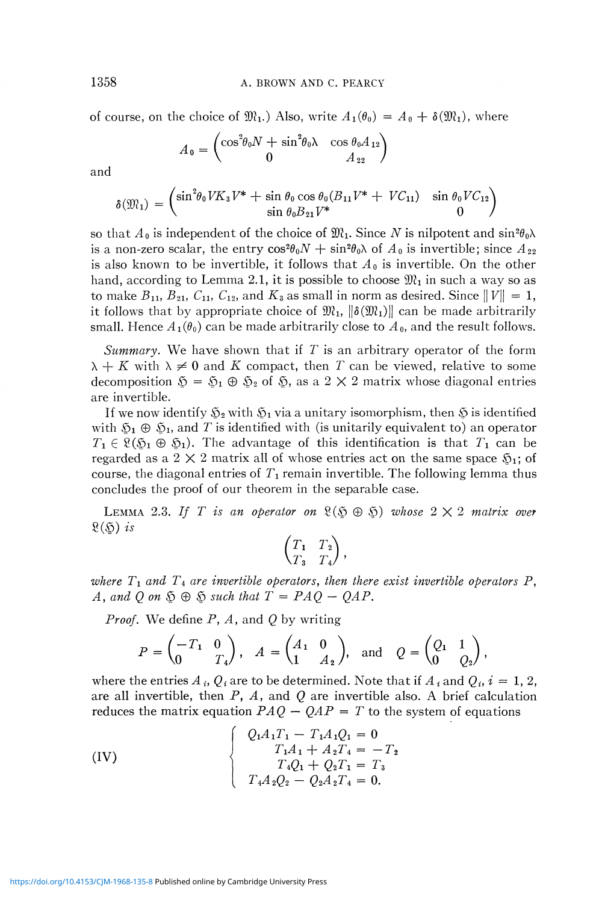of course, on the choice of $\mathfrak{M}_1$.) Also, write $A_1(\theta_0) = A_0 + \delta(\mathfrak{M}_1)$, where

$$A_0 = \begin{pmatrix} \cos^2\theta_0 N + \sin^2\theta_0 \lambda & \cos\theta_0 A_{12} \\ 0 & A_{22} \end{pmatrix}$$

and

$$\delta(\mathfrak{M}_1) = \begin{pmatrix} \sin^2\theta_0 VK_3V^* + \sin\theta_0\cos\theta_0(B_{11}V^* + VC_{11}) & \sin\theta_0 VC_{12} \\ \sin\theta_0 B_{21}V^* & 0 \end{pmatrix}$$

so that $A_0$ is independent of the choice of $\mathfrak{M}_1$. Since $N$ is nilpotent and $\sin^2\theta_0\lambda$ is a non-zero scalar, the entry $\cos^2\theta_0 N + \sin^2\theta_0\lambda$ of $A_0$ is invertible; since $A_{22}$ is also known to be invertible, it follows that $A_0$ is invertible. On the other hand, according to Lemma 2.1, it is possible to choose $\mathfrak{M}_1$ in such a way so as to make $B_{11}$, $B_{21}$, $C_{11}$, $C_{12}$, and $K_3$ as small in norm as desired. Since $\|V\| = 1$, it follows that by appropriate choice of $\mathfrak{M}_1$, $\|\delta(\mathfrak{M}_1)\|$ can be made arbitrarily small. Hence $A_1(\theta_0)$ can be made arbitrarily close to $A_0$, and the result follows.

*Summary.* We have shown that if $T$ is an arbitrary operator of the form $\lambda + K$ with $\lambda \neq 0$ and $K$ compact, then $T$ can be viewed, relative to some decomposition $\mathfrak{H} = \mathfrak{H}_1 \oplus \mathfrak{H}_2$ of $\mathfrak{H}$, as a $2 \times 2$ matrix whose diagonal entries are invertible.

If we now identify $\mathfrak{H}_2$ with $\mathfrak{H}_1$ via a unitary isomorphism, then $\mathfrak{H}$ is identified with $\mathfrak{H}_1 \oplus \mathfrak{H}_1$, and $T$ is identified with (is unitarily equivalent to) an operator $T_1 \in \mathfrak{L}(\mathfrak{H}_1 \oplus \mathfrak{H}_1)$. The advantage of this identification is that $T_1$ can be regarded as a $2 \times 2$ matrix all of whose entries act on the same space $\mathfrak{H}_1$; of course, the diagonal entries of $T_1$ remain invertible. The following lemma thus concludes the proof of our theorem in the separable case.

LEMMA 2.3. *If $T$ is an operator on $\mathfrak{L}(\mathfrak{H} \oplus \mathfrak{H})$ whose $2 \times 2$ matrix over $\mathfrak{L}(\mathfrak{H})$ is*

$$\begin{pmatrix} T_1 & T_2 \\ T_3 & T_4 \end{pmatrix},$$

*where $T_1$ and $T_4$ are invertible operators, then there exist invertible operators $P$, $A$, and $Q$ on $\mathfrak{H} \oplus \mathfrak{H}$ such that $T = PAQ - QAP$.*

*Proof.* We define $P$, $A$, and $Q$ by writing

$$P = \begin{pmatrix} -T_1 & 0 \\ 0 & T_4 \end{pmatrix}, \quad A = \begin{pmatrix} A_1 & 0 \\ 1 & A_2 \end{pmatrix}, \quad \text{and} \quad Q = \begin{pmatrix} Q_1 & 1 \\ 0 & Q_2 \end{pmatrix},$$

where the entries $A_i$, $Q_i$ are to be determined. Note that if $A_i$ and $Q_i$, $i = 1, 2$, are all invertible, then $P$, $A$, and $Q$ are invertible also. A brief calculation reduces the matrix equation $PAQ - QAP = T$ to the system of equations

$$\text{(IV)} \qquad \begin{cases} Q_1A_1T_1 - T_1A_1Q_1 = 0 \\ T_1A_1 + A_2T_4 = -T_2 \\ T_4Q_1 + Q_2T_1 = T_3 \\ T_4A_2Q_2 - Q_2A_2T_4 = 0. \end{cases}$$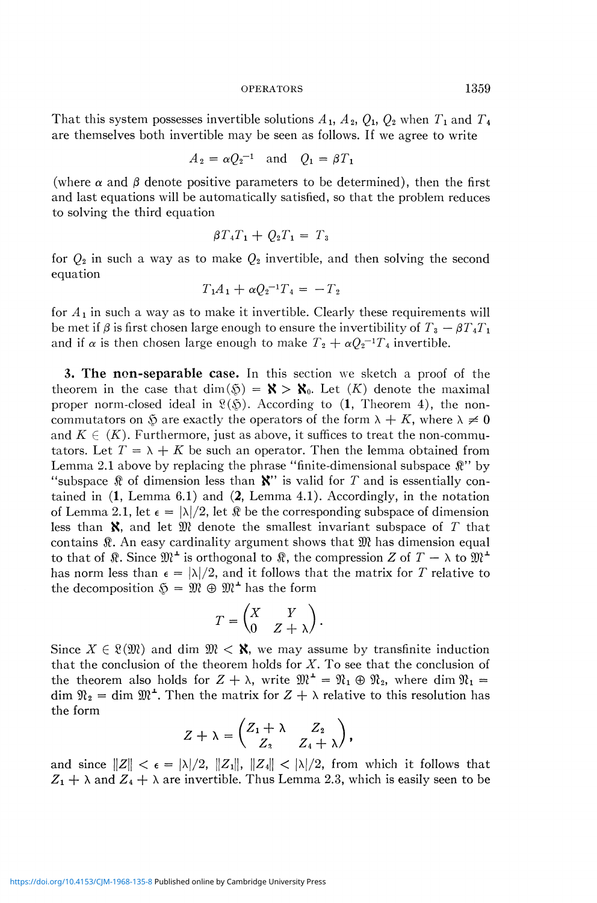That this system possesses invertible solutions $A_1$, $A_2$, $Q_1$, $Q_2$ when $T_1$ and $T_4$ are themselves both invertible may be seen as follows. If we agree to write

$$A_2 = \alpha Q_2^{-1} \quad \text{and} \quad Q_1 = \beta T_1$$

(where $\alpha$ and $\beta$ denote positive parameters to be determined), then the first and last equations will be automatically satisfied, so that the problem reduces to solving the third equation

$$\beta T_4 T_1 + Q_2 T_1 = T_3$$

for $Q_2$ in such a way as to make $Q_2$ invertible, and then solving the second equation

$$T_1 A_1 + \alpha Q_2^{-1} T_4 = -T_2$$

for $A_1$ in such a way as to make it invertible. Clearly these requirements will be met if $\beta$ is first chosen large enough to ensure the invertibility of $T_3 - \beta T_4 T_1$ and if $\alpha$ is then chosen large enough to make $T_2 + \alpha Q_2^{-1} T_4$ invertible.

**3. The non-separable case.** In this section we sketch a proof of the theorem in the case that $\dim(\mathfrak{H}) = \aleph > \aleph_0$. Let $(K)$ denote the maximal proper norm-closed ideal in $\mathfrak{L}(\mathfrak{H})$. According to (**1**, Theorem 4), the non-commutators on $\mathfrak{H}$ are exactly the operators of the form $\lambda + K$, where $\lambda \neq 0$ and $K \in (K)$. Furthermore, just as above, it suffices to treat the non-commutators. Let $T = \lambda + K$ be such an operator. Then the lemma obtained from Lemma 2.1 above by replacing the phrase "finite-dimensional subspace $\mathfrak{K}$" by "subspace $\mathfrak{K}$ of dimension less than $\aleph$" is valid for $T$ and is essentially contained in (**1**, Lemma 6.1) and (**2**, Lemma 4.1). Accordingly, in the notation of Lemma 2.1, let $\epsilon = |\lambda|/2$, let $\mathfrak{K}$ be the corresponding subspace of dimension less than $\aleph$, and let $\mathfrak{M}$ denote the smallest invariant subspace of $T$ that contains $\mathfrak{K}$. An easy cardinality argument shows that $\mathfrak{M}$ has dimension equal to that of $\mathfrak{K}$. Since $\mathfrak{M}^{\perp}$ is orthogonal to $\mathfrak{K}$, the compression $Z$ of $T - \lambda$ to $\mathfrak{M}^{\perp}$ has norm less than $\epsilon = |\lambda|/2$, and it follows that the matrix for $T$ relative to the decomposition $\mathfrak{H} = \mathfrak{M} \oplus \mathfrak{M}^{\perp}$ has the form

$$T = \begin{pmatrix} X & Y \\ 0 & Z + \lambda \end{pmatrix}.$$

Since $X \in \mathfrak{L}(\mathfrak{M})$ and $\dim \mathfrak{M} < \aleph$, we may assume by transfinite induction that the conclusion of the theorem holds for $X$. To see that the conclusion of the theorem also holds for $Z + \lambda$, write $\mathfrak{M}^{\perp} = \mathfrak{N}_1 \oplus \mathfrak{N}_2$, where $\dim \mathfrak{N}_1 = \dim \mathfrak{N}_2 = \dim \mathfrak{M}^{\perp}$. Then the matrix for $Z + \lambda$ relative to this resolution has the form

$$Z + \lambda = \begin{pmatrix} Z_1 + \lambda & Z_2 \\ Z_3 & Z_4 + \lambda \end{pmatrix},$$

and since $\|Z\| < \epsilon = |\lambda|/2$, $\|Z_1\|$, $\|Z_4\| < |\lambda|/2$, from which it follows that $Z_1 + \lambda$ and $Z_4 + \lambda$ are invertible. Thus Lemma 2.3, which is easily seen to be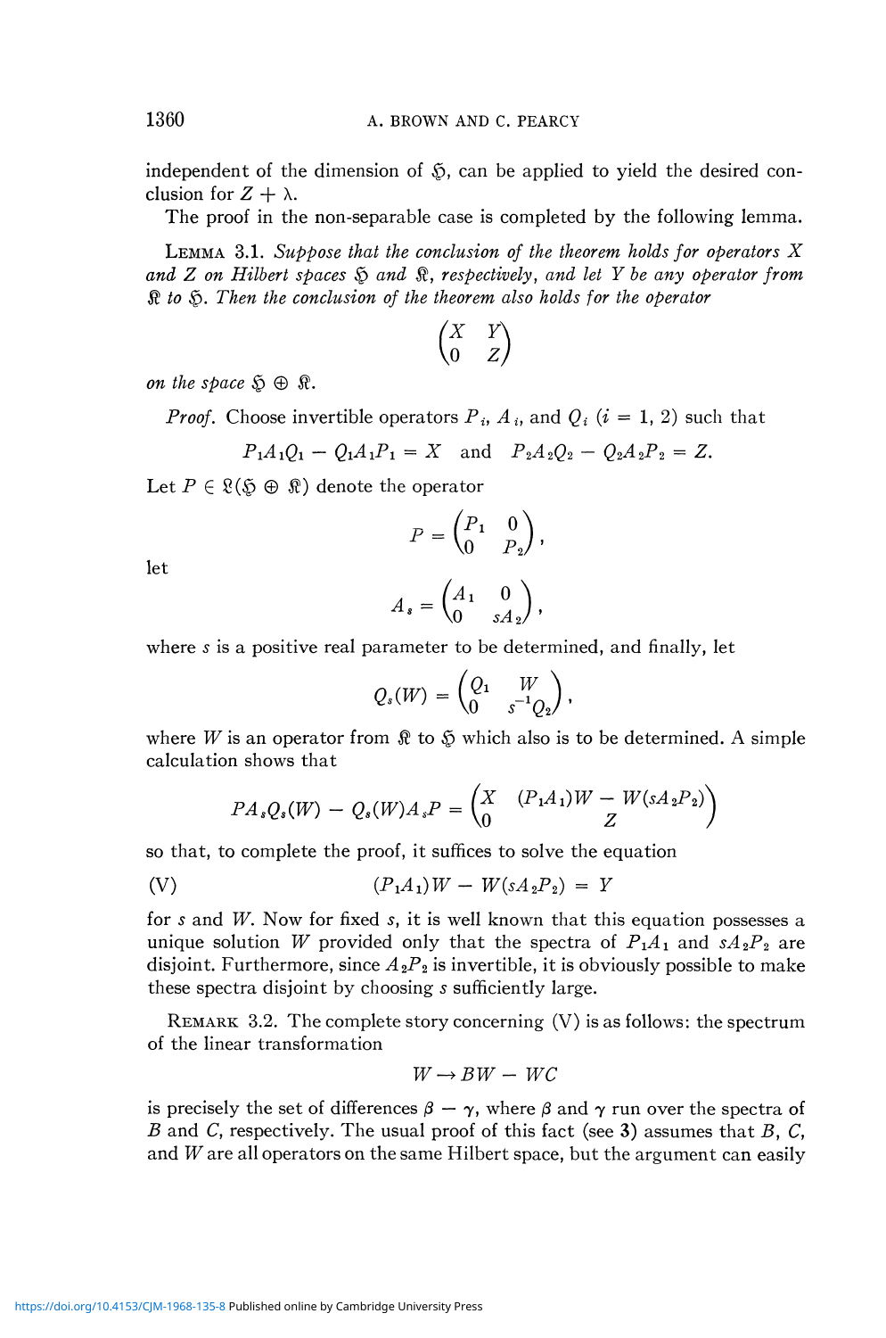independent of the dimension of $\mathfrak{H}$, can be applied to yield the desired conclusion for $Z + \lambda$.

The proof in the non-separable case is completed by the following lemma.

LEMMA 3.1. *Suppose that the conclusion of the theorem holds for operators $X$ and $Z$ on Hilbert spaces $\mathfrak{H}$ and $\mathfrak{K}$, respectively, and let $Y$ be any operator from $\mathfrak{K}$ to $\mathfrak{H}$. Then the conclusion of the theorem also holds for the operator*

$$\begin{pmatrix} X & Y \\ 0 & Z \end{pmatrix}$$

*on the space $\mathfrak{H} \oplus \mathfrak{K}$.*

*Proof.* Choose invertible operators $P_i$, $A_i$, and $Q_i$ ($i = 1, 2$) such that

$$P_1A_1Q_1 - Q_1A_1P_1 = X \quad \text{and} \quad P_2A_2Q_2 - Q_2A_2P_2 = Z.$$

Let $P \in \mathfrak{L}(\mathfrak{H} \oplus \mathfrak{K})$ denote the operator

$$P = \begin{pmatrix} P_1 & 0 \\ 0 & P_2 \end{pmatrix},$$

let

$$A_s = \begin{pmatrix} A_1 & 0 \\ 0 & sA_2 \end{pmatrix},$$

where $s$ is a positive real parameter to be determined, and finally, let

$$Q_s(W) = \begin{pmatrix} Q_1 & W \\ 0 & s^{-1}Q_2 \end{pmatrix},$$

where $W$ is an operator from $\mathfrak{K}$ to $\mathfrak{H}$ which also is to be determined. A simple calculation shows that

$$PA_sQ_s(W) - Q_s(W)A_sP = \begin{pmatrix} X & (P_1A_1)W - W(sA_2P_2) \\ 0 & Z \end{pmatrix}$$

so that, to complete the proof, it suffices to solve the equation

$$\text{(V)} \qquad (P_1A_1)W - W(sA_2P_2) = Y$$

for $s$ and $W$. Now for fixed $s$, it is well known that this equation possesses a unique solution $W$ provided only that the spectra of $P_1A_1$ and $sA_2P_2$ are disjoint. Furthermore, since $A_2P_2$ is invertible, it is obviously possible to make these spectra disjoint by choosing $s$ sufficiently large.

REMARK 3.2. The complete story concerning (V) is as follows: the spectrum of the linear transformation

$$W \to BW - WC$$

is precisely the set of differences $\beta - \gamma$, where $\beta$ and $\gamma$ run over the spectra of $B$ and $C$, respectively. The usual proof of this fact (see **3**) assumes that $B$, $C$, and $W$ are all operators on the same Hilbert space, but the argument can easily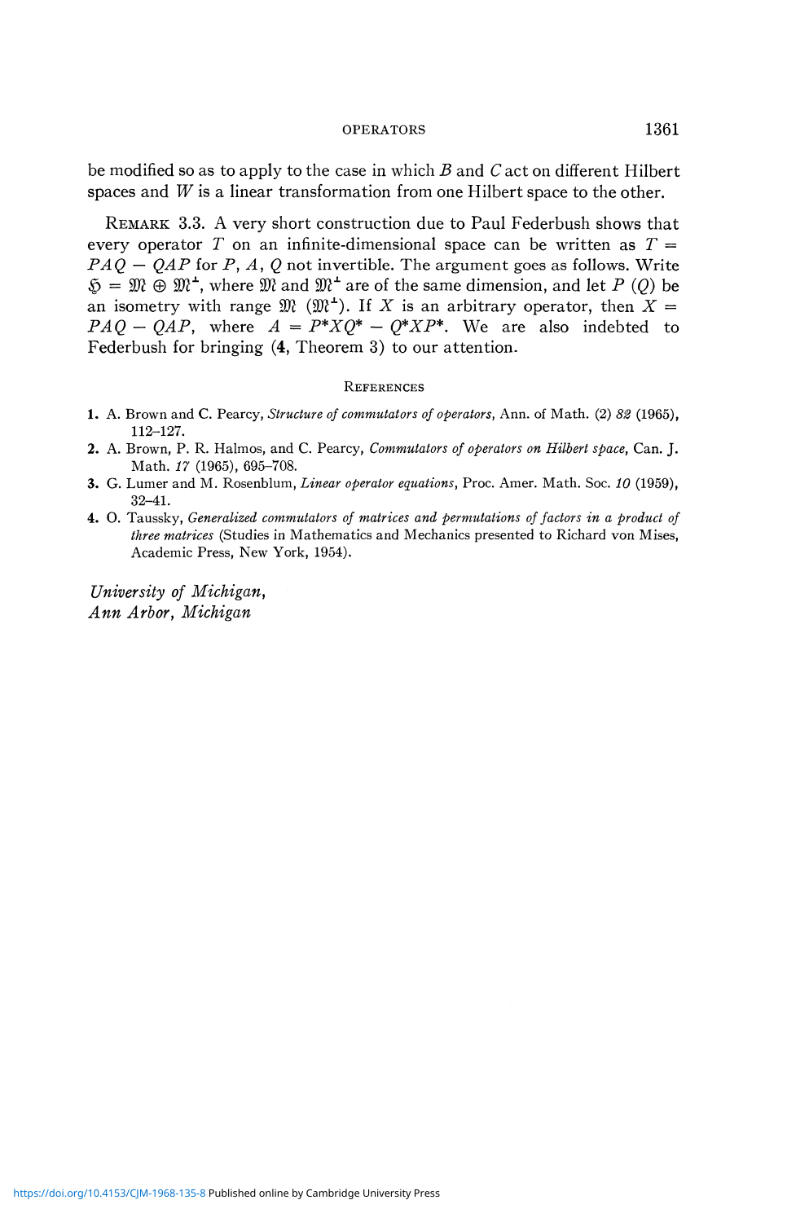be modified so as to apply to the case in which $B$ and $C$ act on different Hilbert spaces and $W$ is a linear transformation from one Hilbert space to the other.

REMARK 3.3. A very short construction due to Paul Federbush shows that every operator $T$ on an infinite-dimensional space can be written as $T = PAQ - QAP$ for $P$, $A$, $Q$ not invertible. The argument goes as follows. Write $\mathfrak{H} = \mathfrak{M} \oplus \mathfrak{M}^{\perp}$, where $\mathfrak{M}$ and $\mathfrak{M}^{\perp}$ are of the same dimension, and let $P$ ($Q$) be an isometry with range $\mathfrak{M}$ ($\mathfrak{M}^{\perp}$). If $X$ is an arbitrary operator, then $X = PAQ - QAP$, where $A = P^*XQ^* - Q^*XP^*$. We are also indebted to Federbush for bringing (**4**, Theorem 3) to our attention.

## REFERENCES

1. A. Brown and C. Pearcy, *Structure of commutators of operators*, Ann. of Math. (2) *82* (1965), 112–127.
2. A. Brown, P. R. Halmos, and C. Pearcy, *Commutators of operators on Hilbert space*, Can. J. Math. *17* (1965), 695–708.
3. G. Lumer and M. Rosenblum, *Linear operator equations*, Proc. Amer. Math. Soc. *10* (1959), 32–41.
4. O. Taussky, *Generalized commutators of matrices and permutations of factors in a product of three matrices* (Studies in Mathematics and Mechanics presented to Richard von Mises, Academic Press, New York, 1954).

*University of Michigan,*
*Ann Arbor, Michigan*